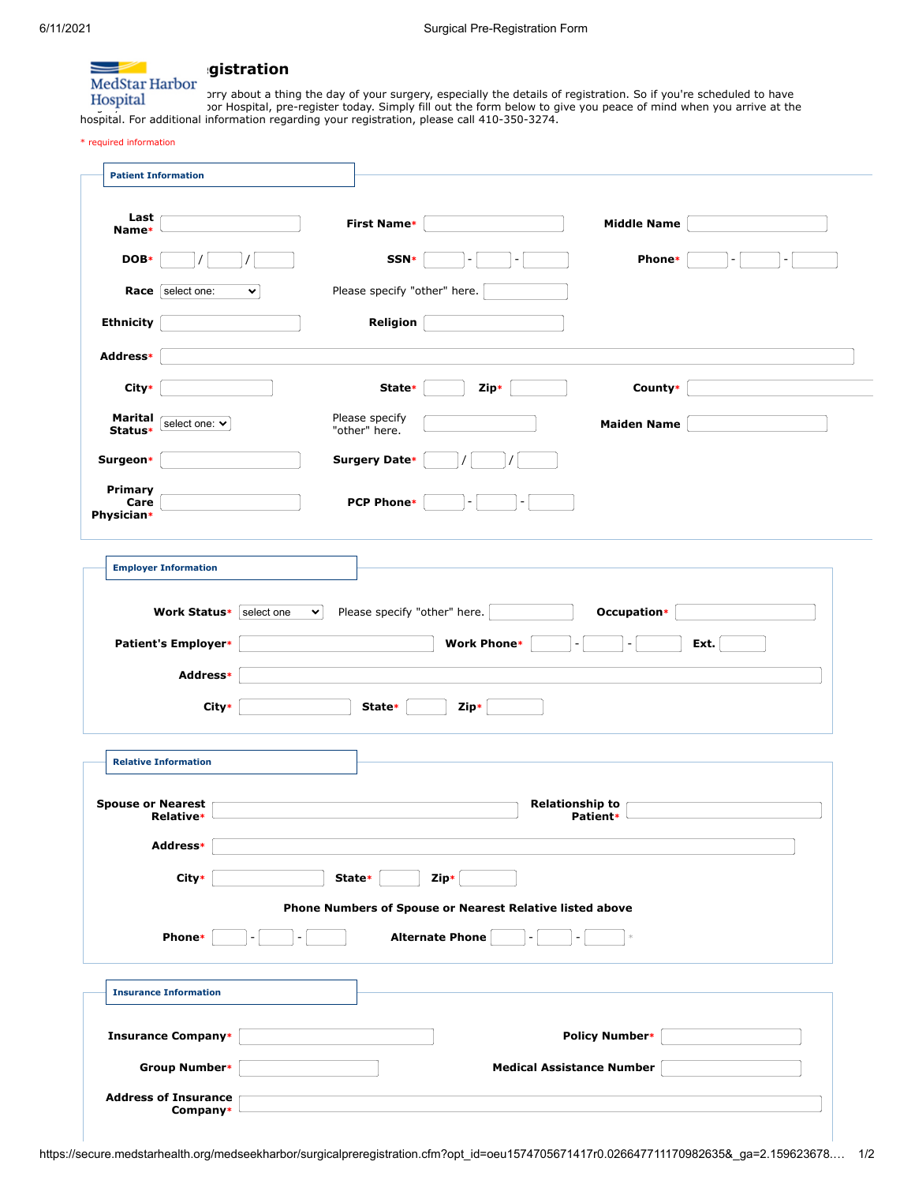MedStar Harbor Hospital

# ...gistration

...orry about a thing the day of your surgery, especially the details of registration. So if you're scheduled to have ...oor Hospital, pre-register today. Simply fill out the form below to give you peace of mind when you arrive at the hospital. For additional information regarding your registration, please call 410-350-3274.

* required information

## Patient Information

**Last Name*** ______ **First Name*** ______ **Middle Name** ______

**DOB*** ___ / ___ / ___ **SSN*** ___ - ___ - ___ **Phone*** ___ - ___ - ___

**Race** [select one:] Please specify "other" here. ______

**Ethnicity** ______ **Religion** ______

**Address*** ______

**City*** ______ **State*** ______ **Zip*** ______ **County*** ______

**Marital Status*** [select one:] Please specify "other" here. ______ **Maiden Name** ______

**Surgeon*** ______ **Surgery Date*** ___ / ___ / ___

**Primary Care Physician*** ______ **PCP Phone*** ___ - ___ - ___

## Employer Information

**Work Status*** [select one] Please specify "other" here. ______ **Occupation*** ______

**Patient's Employer*** ______ **Work Phone*** ___ - ___ - ___ **Ext.** ______

**Address*** ______

**City*** ______ **State*** ______ **Zip*** ______

## Relative Information

**Spouse or Nearest Relative*** ______ **Relationship to Patient*** ______

**Address*** ______

**City*** ______ **State*** ______ **Zip*** ______

**Phone Numbers of Spouse or Nearest Relative listed above**

**Phone*** ___ - ___ - ___ **Alternate Phone** ___ - ___ - ___ *

## Insurance Information

**Insurance Company*** ______ **Policy Number*** ______

**Group Number*** ______ **Medical Assistance Number** ______

**Address of Insurance Company*** ______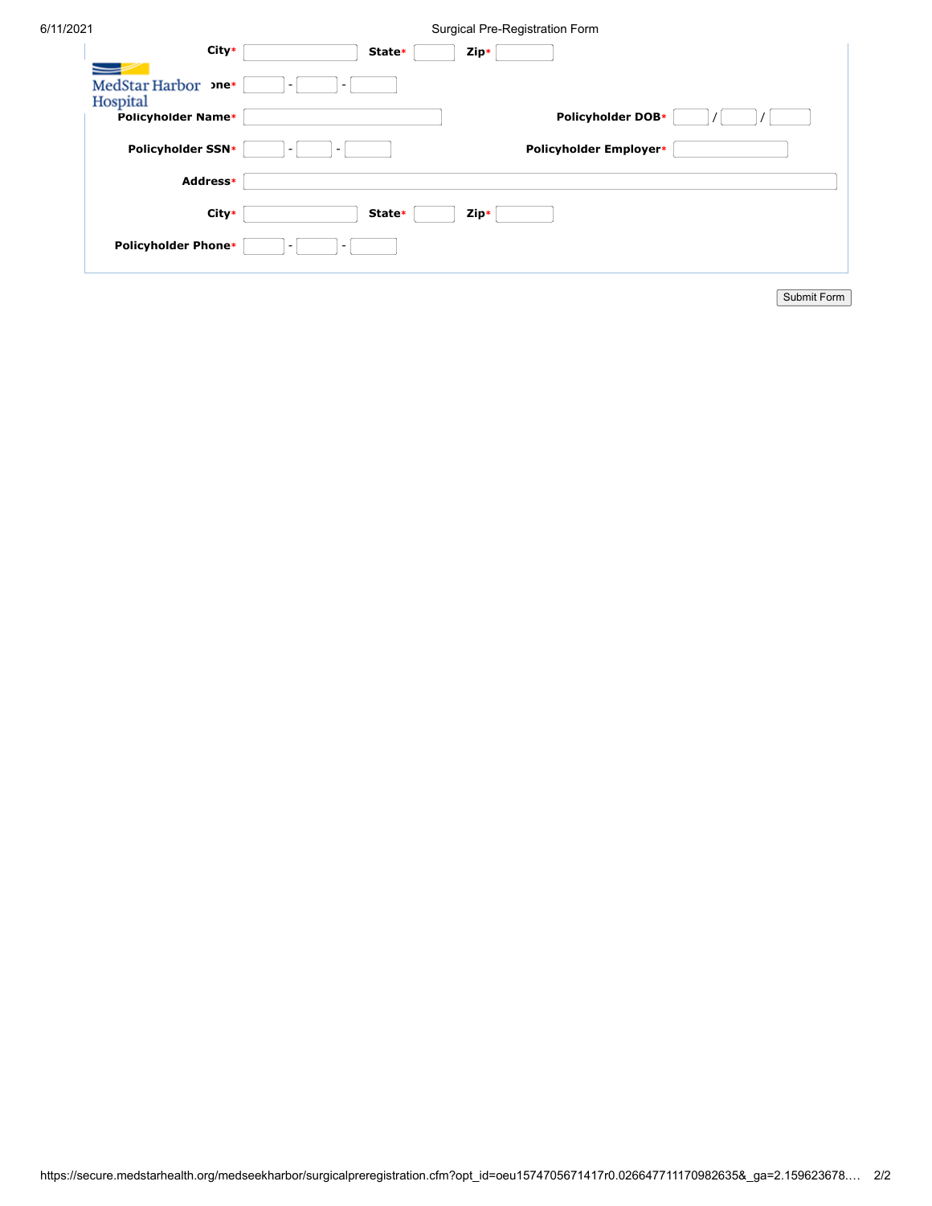MedStar Harbor Hospital

City* ______ State* ______ Zip* ______

Phone* ___ - ___ - ___

Policyholder Name* ______ Policyholder DOB* ___ / ___ / ___

Policyholder SSN* ___ - ___ - ___ Policyholder Employer* ______

Address* ______

City* ______ State* ______ Zip* ______

Policyholder Phone* ___ - ___ - ___

Submit Form